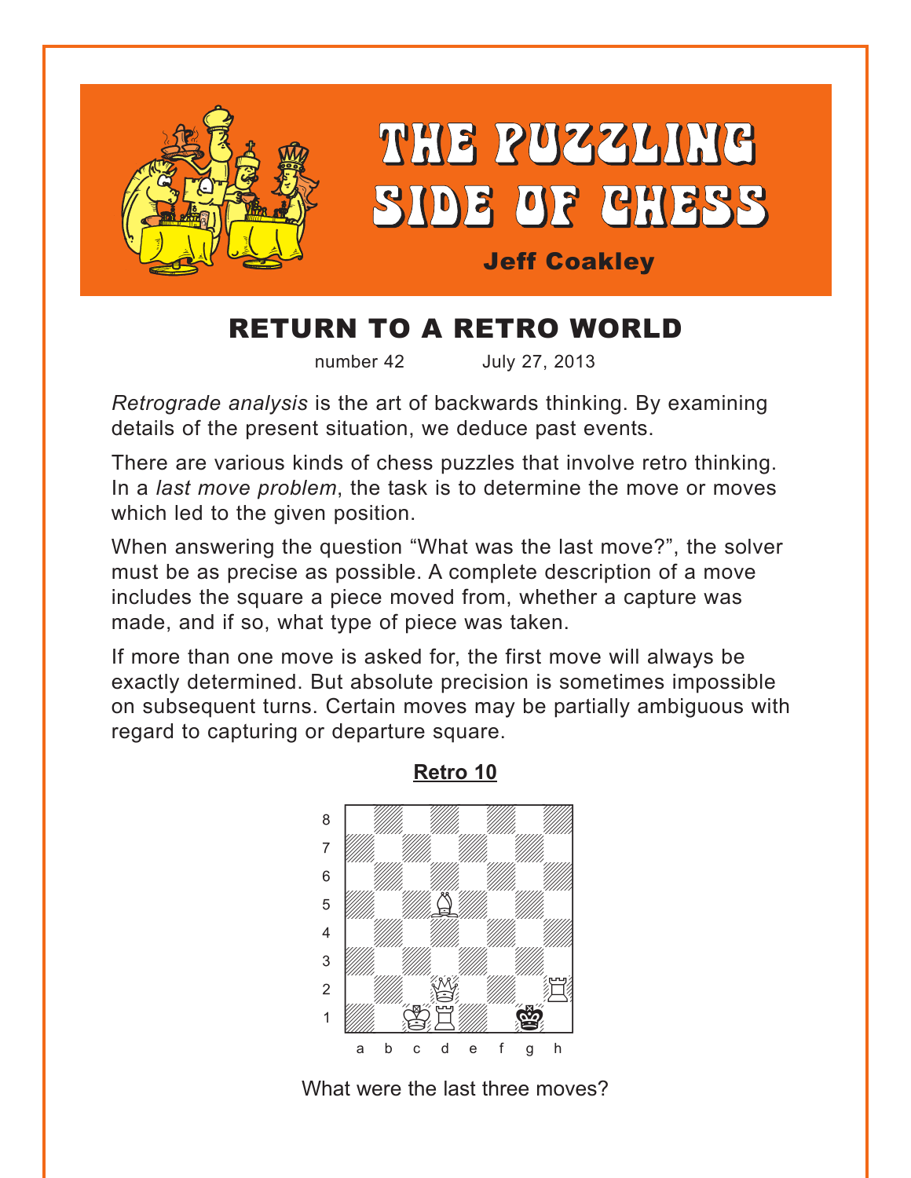# THE PUZZLING SIDE OF CHESS

**Jeff Coakley**

## RETURN TO A RETRO WORLD

number 42 July 27, 2013

*Retrograde analysis* is the art of backwards thinking. By examining details of the present situation, we deduce past events.

There are various kinds of chess puzzles that involve retro thinking. In a *last move problem*, the task is to determine the move or moves which led to the given position.

When answering the question "What was the last move?", the solver must be as precise as possible. A complete description of a move includes the square a piece moved from, whether a capture was made, and if so, what type of piece was taken.

If more than one move is asked for, the first move will always be exactly determined. But absolute precision is sometimes impossible on subsequent turns. Certain moves may be partially ambiguous with regard to capturing or departure square.

**Retro 10**

White: Kc1, Rd1, Qd2, Bd5, Rh2. Black: Kg1.

What were the last three moves?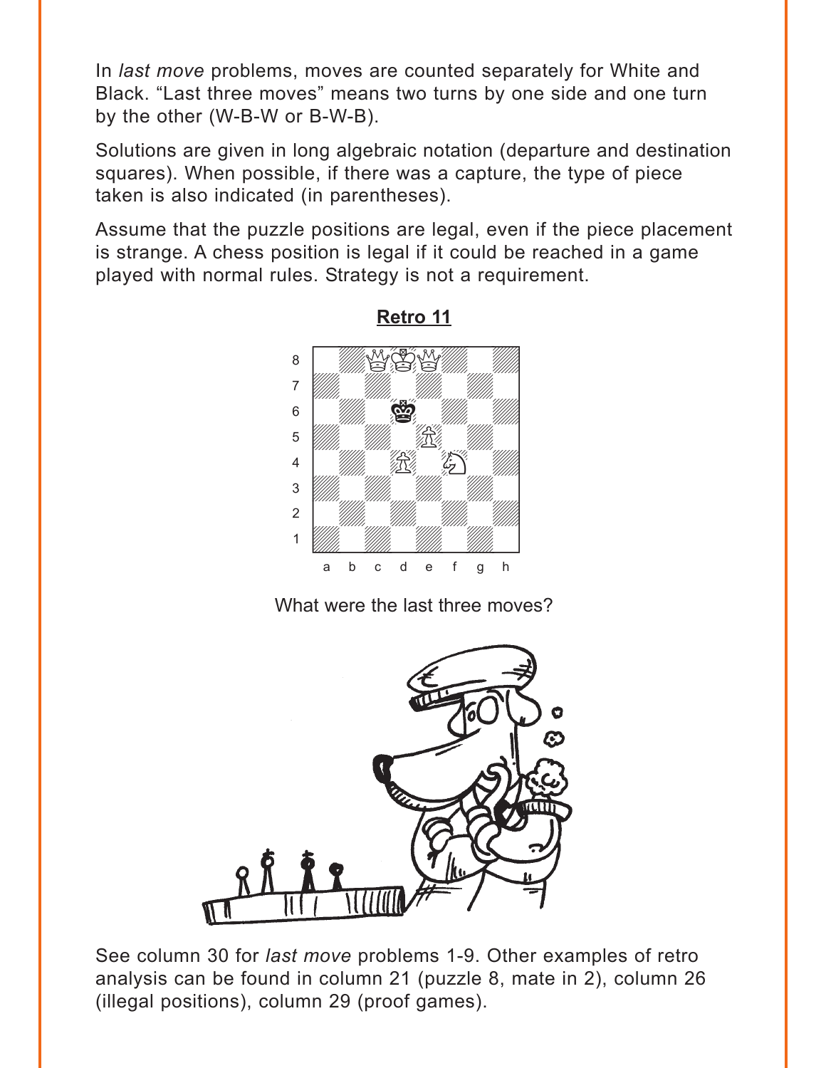In *last move* problems, moves are counted separately for White and Black. "Last three moves" means two turns by one side and one turn by the other (W-B-W or B-W-B).

Solutions are given in long algebraic notation (departure and destination squares). When possible, if there was a capture, the type of piece taken is also indicated (in parentheses).

Assume that the puzzle positions are legal, even if the piece placement is strange. A chess position is legal if it could be reached in a game played with normal rules. Strategy is not a requirement.

**Retro 11**

What were the last three moves?

See column 30 for *last move* problems 1-9. Other examples of retro analysis can be found in column 21 (puzzle 8, mate in 2), column 26 (illegal positions), column 29 (proof games).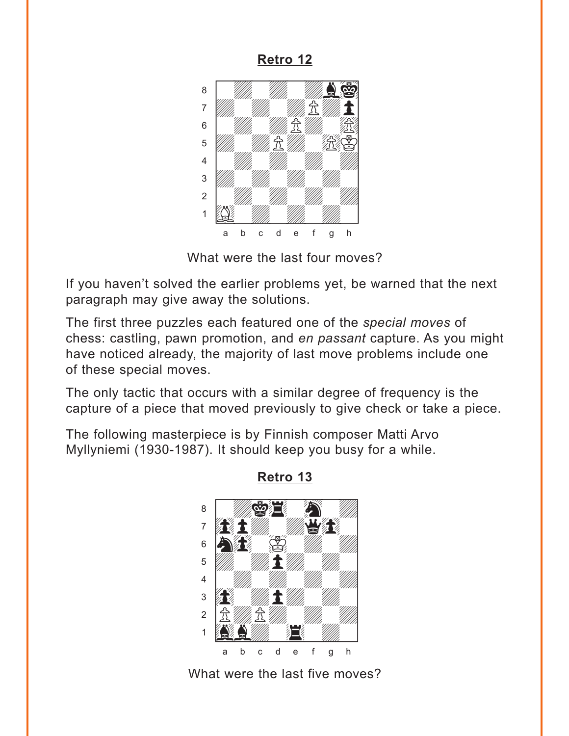**Retro 12**

What were the last four moves?

If you haven't solved the earlier problems yet, be warned that the next paragraph may give away the solutions.

The first three puzzles each featured one of the *special moves* of chess: castling, pawn promotion, and *en passant* capture. As you might have noticed already, the majority of last move problems include one of these special moves.

The only tactic that occurs with a similar degree of frequency is the capture of a piece that moved previously to give check or take a piece.

The following masterpiece is by Finnish composer Matti Arvo Myllyniemi (1930-1987). It should keep you busy for a while.

**Retro 13**

What were the last five moves?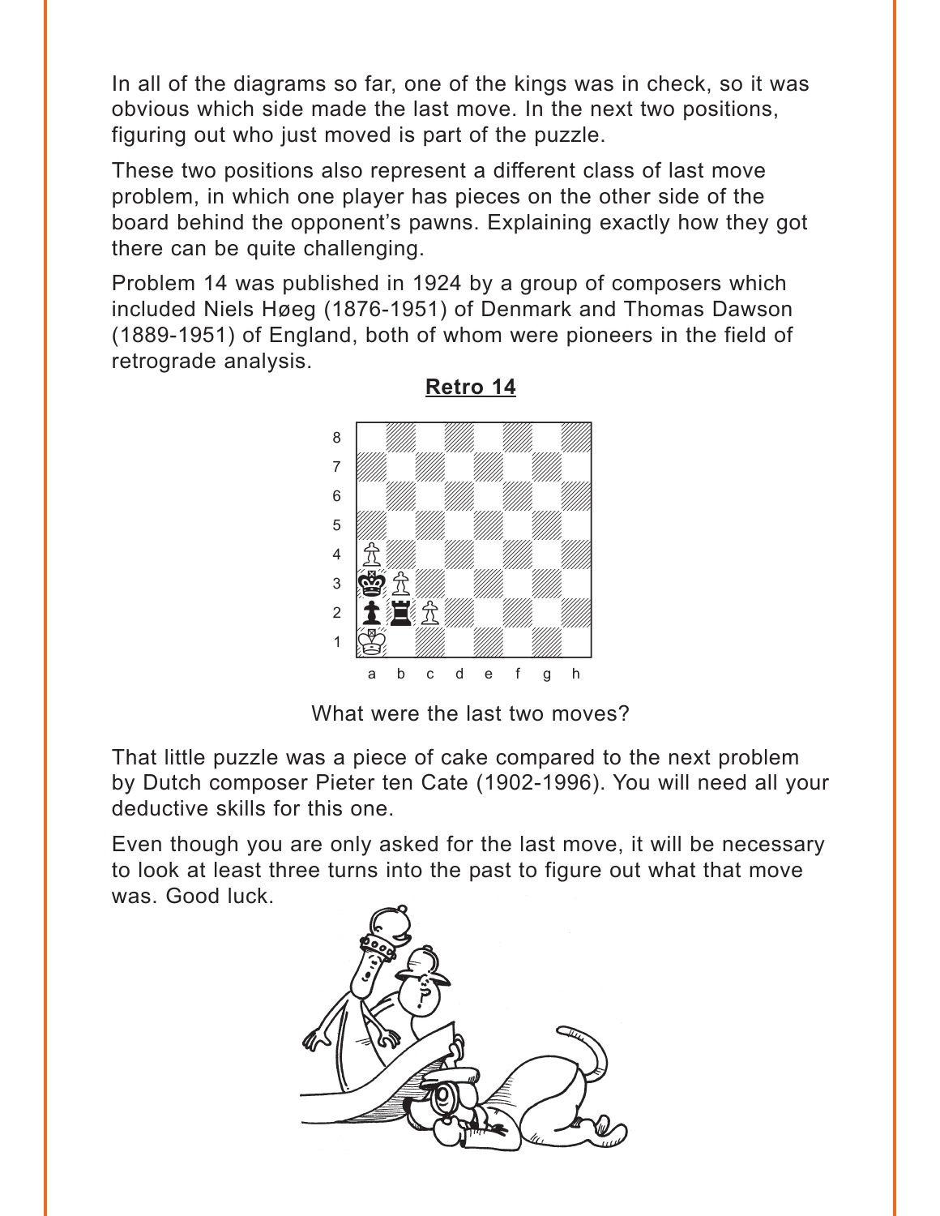In all of the diagrams so far, one of the kings was in check, so it was obvious which side made the last move. In the next two positions, figuring out who just moved is part of the puzzle.

These two positions also represent a different class of last move problem, in which one player has pieces on the other side of the board behind the opponent's pawns. Explaining exactly how they got there can be quite challenging.

Problem 14 was published in 1924 by a group of composers which included Niels Høeg (1876-1951) of Denmark and Thomas Dawson (1889-1951) of England, both of whom were pioneers in the field of retrograde analysis.

**Retro 14**

What were the last two moves?

That little puzzle was a piece of cake compared to the next problem by Dutch composer Pieter ten Cate (1902-1996). You will need all your deductive skills for this one.

Even though you are only asked for the last move, it will be necessary to look at least three turns into the past to figure out what that move was. Good luck.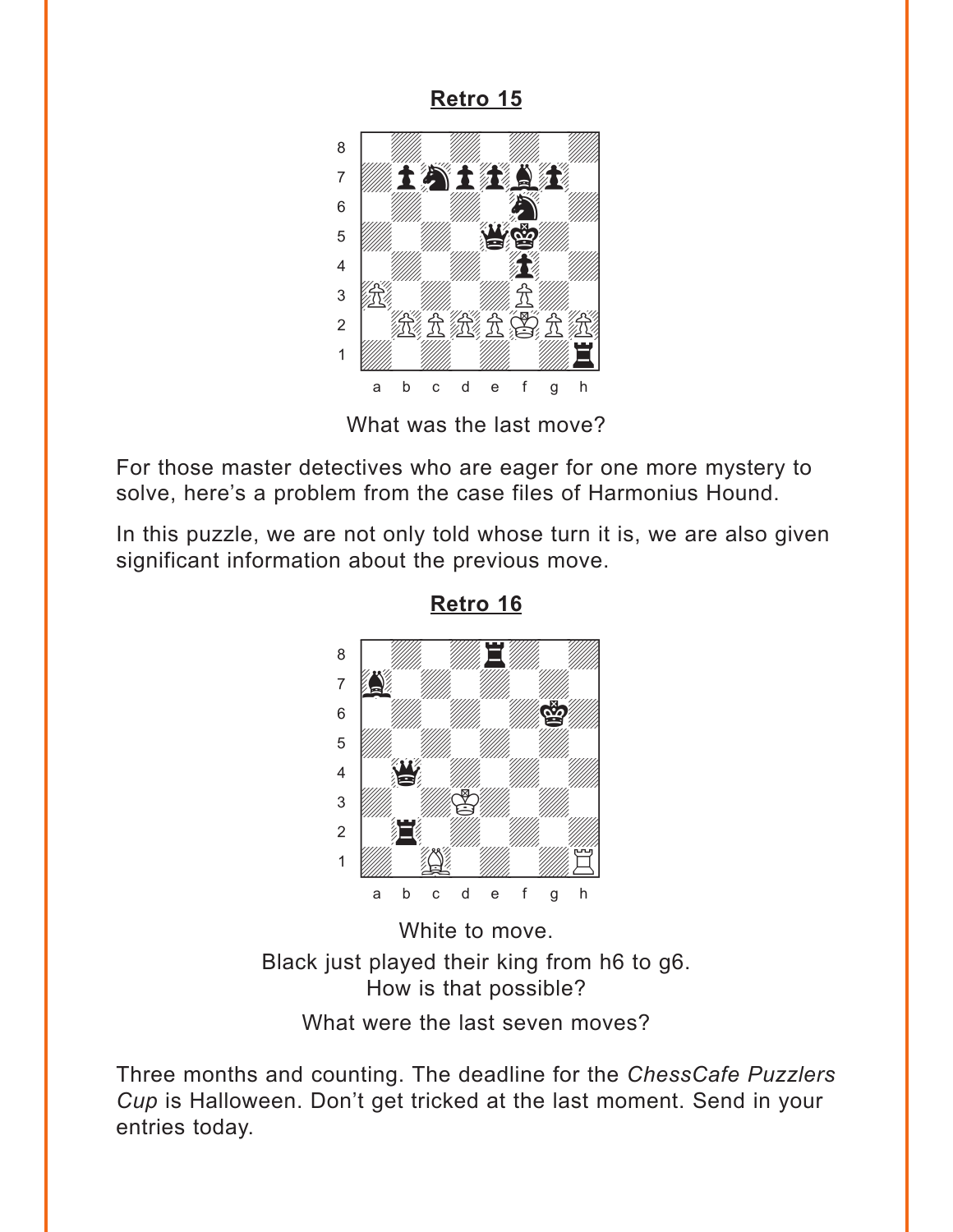**Retro 15**

What was the last move?

For those master detectives who are eager for one more mystery to solve, here's a problem from the case files of Harmonius Hound.

In this puzzle, we are not only told whose turn it is, we are also given significant information about the previous move.

**Retro 16**

White to move.

Black just played their king from h6 to g6.
How is that possible?

What were the last seven moves?

Three months and counting. The deadline for the *ChessCafe Puzzlers Cup* is Halloween. Don't get tricked at the last moment. Send in your entries today.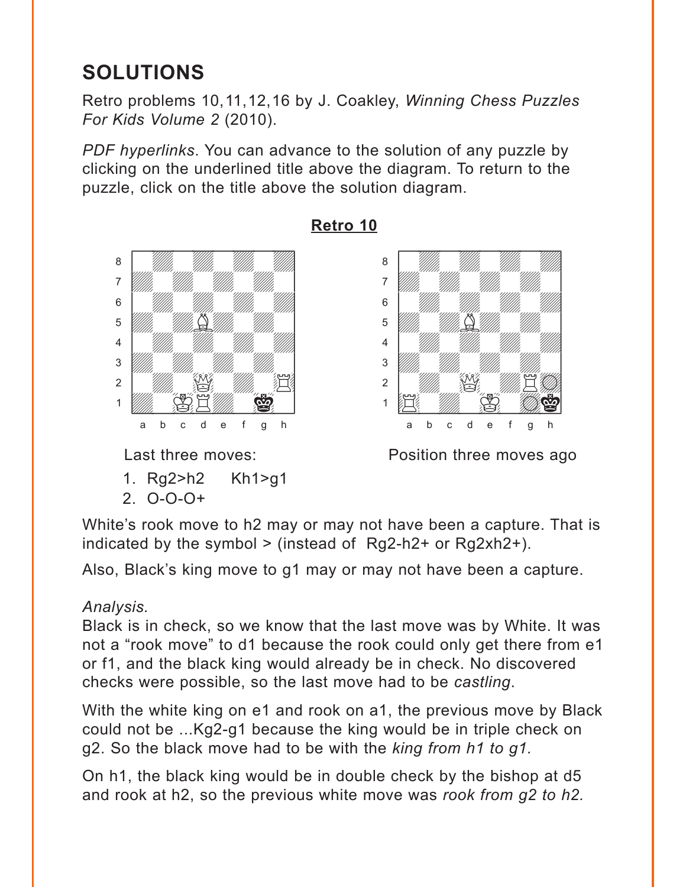# SOLUTIONS

Retro problems 10,11,12,16 by J. Coakley, *Winning Chess Puzzles For Kids Volume 2* (2010).

*PDF hyperlinks*. You can advance to the solution of any puzzle by clicking on the underlined title above the diagram. To return to the puzzle, click on the title above the solution diagram.

## Retro 10

Last three moves:

1. Rg2>h2 Kh1>g1
2. O-O-O+

Position three moves ago

White's rook move to h2 may or may not have been a capture. That is indicated by the symbol > (instead of Rg2-h2+ or Rg2xh2+).

Also, Black's king move to g1 may or may not have been a capture.

*Analysis.*
Black is in check, so we know that the last move was by White. It was not a "rook move" to d1 because the rook could only get there from e1 or f1, and the black king would already be in check. No discovered checks were possible, so the last move had to be *castling*.

With the white king on e1 and rook on a1, the previous move by Black could not be ...Kg2-g1 because the king would be in triple check on g2. So the black move had to be with the *king from h1 to g1.*

On h1, the black king would be in double check by the bishop at d5 and rook at h2, so the previous white move was *rook from g2 to h2.*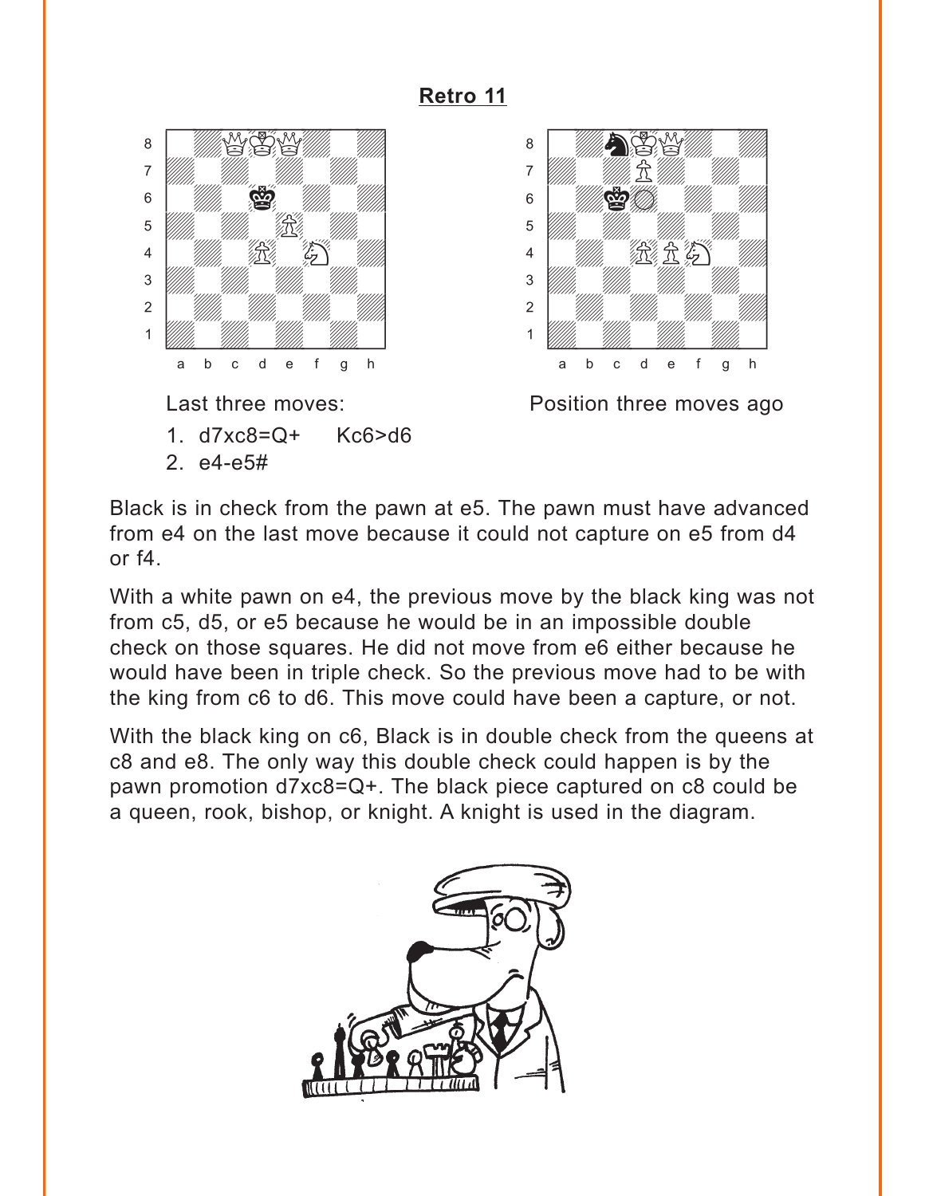# Retro 11

Last three moves:

1. d7xc8=Q+ Kc6>d6
2. e4-e5#

Position three moves ago

Black is in check from the pawn at e5. The pawn must have advanced from e4 on the last move because it could not capture on e5 from d4 or f4.

With a white pawn on e4, the previous move by the black king was not from c5, d5, or e5 because he would be in an impossible double check on those squares. He did not move from e6 either because he would have been in triple check. So the previous move had to be with the king from c6 to d6. This move could have been a capture, or not.

With the black king on c6, Black is in double check from the queens at c8 and e8. The only way this double check could happen is by the pawn promotion d7xc8=Q+. The black piece captured on c8 could be a queen, rook, bishop, or knight. A knight is used in the diagram.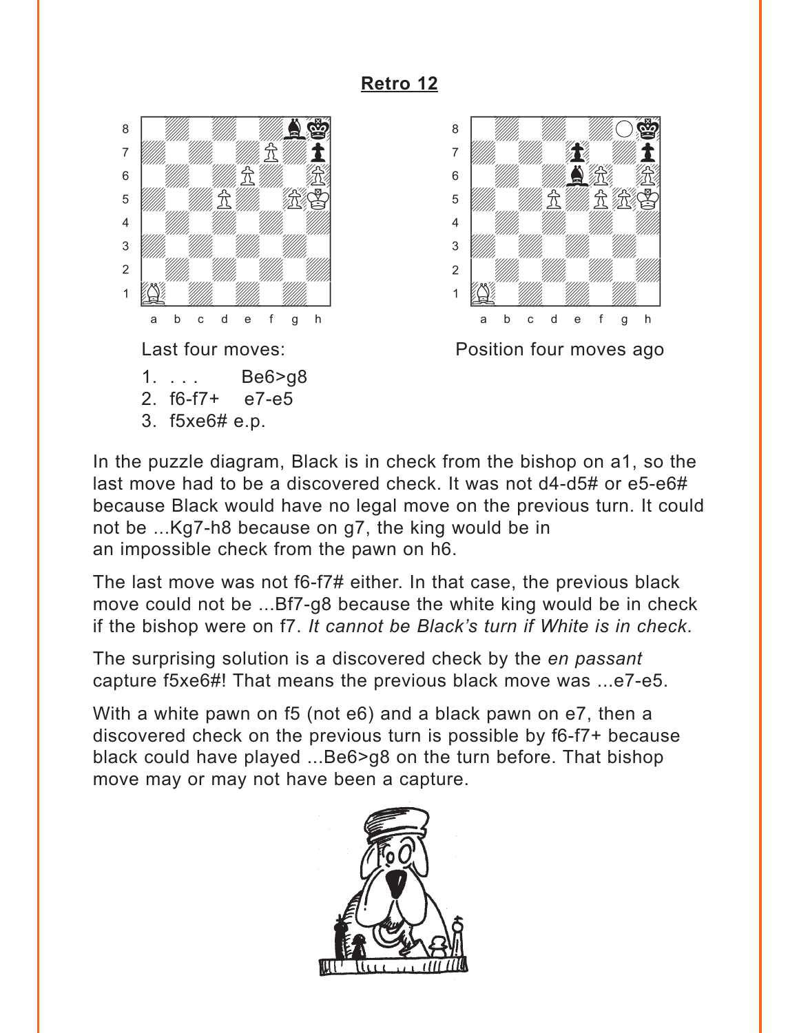## Retro 12

Last four moves:

1. . . .    Be6>g8
2. f6-f7+    e7-e5
3. f5xe6# e.p.

Position four moves ago

In the puzzle diagram, Black is in check from the bishop on a1, so the last move had to be a discovered check. It was not d4-d5# or e5-e6# because Black would have no legal move on the previous turn. It could not be ...Kg7-h8 because on g7, the king would be in an impossible check from the pawn on h6.

The last move was not f6-f7# either. In that case, the previous black move could not be ...Bf7-g8 because the white king would be in check if the bishop were on f7. *It cannot be Black's turn if White is in check*.

The surprising solution is a discovered check by the *en passant* capture f5xe6#! That means the previous black move was ...e7-e5.

With a white pawn on f5 (not e6) and a black pawn on e7, then a discovered check on the previous turn is possible by f6-f7+ because black could have played ...Be6>g8 on the turn before. That bishop move may or may not have been a capture.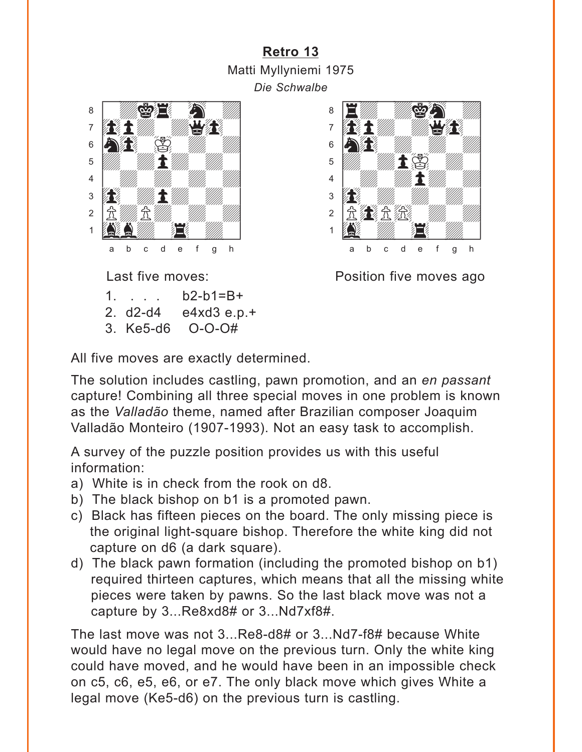## Retro 13

Matti Myllyniemi 1975

*Die Schwalbe*

Last five moves:

1. . . . b2-b1=B+
2. d2-d4 e4xd3 e.p.+
3. Ke5-d6 O-O-O#

Position five moves ago

All five moves are exactly determined.

The solution includes castling, pawn promotion, and an *en passant* capture! Combining all three special moves in one problem is known as the *Valladão* theme, named after Brazilian composer Joaquim Valladão Monteiro (1907-1993). Not an easy task to accomplish.

A survey of the puzzle position provides us with this useful information:

a) White is in check from the rook on d8.
b) The black bishop on b1 is a promoted pawn.
c) Black has fifteen pieces on the board. The only missing piece is the original light-square bishop. Therefore the white king did not capture on d6 (a dark square).
d) The black pawn formation (including the promoted bishop on b1) required thirteen captures, which means that all the missing white pieces were taken by pawns. So the last black move was not a capture by 3...Re8xd8# or 3...Nd7xf8#.

The last move was not 3...Re8-d8# or 3...Nd7-f8# because White would have no legal move on the previous turn. Only the white king could have moved, and he would have been in an impossible check on c5, c6, e5, e6, or e7. The only black move which gives White a legal move (Ke5-d6) on the previous turn is castling.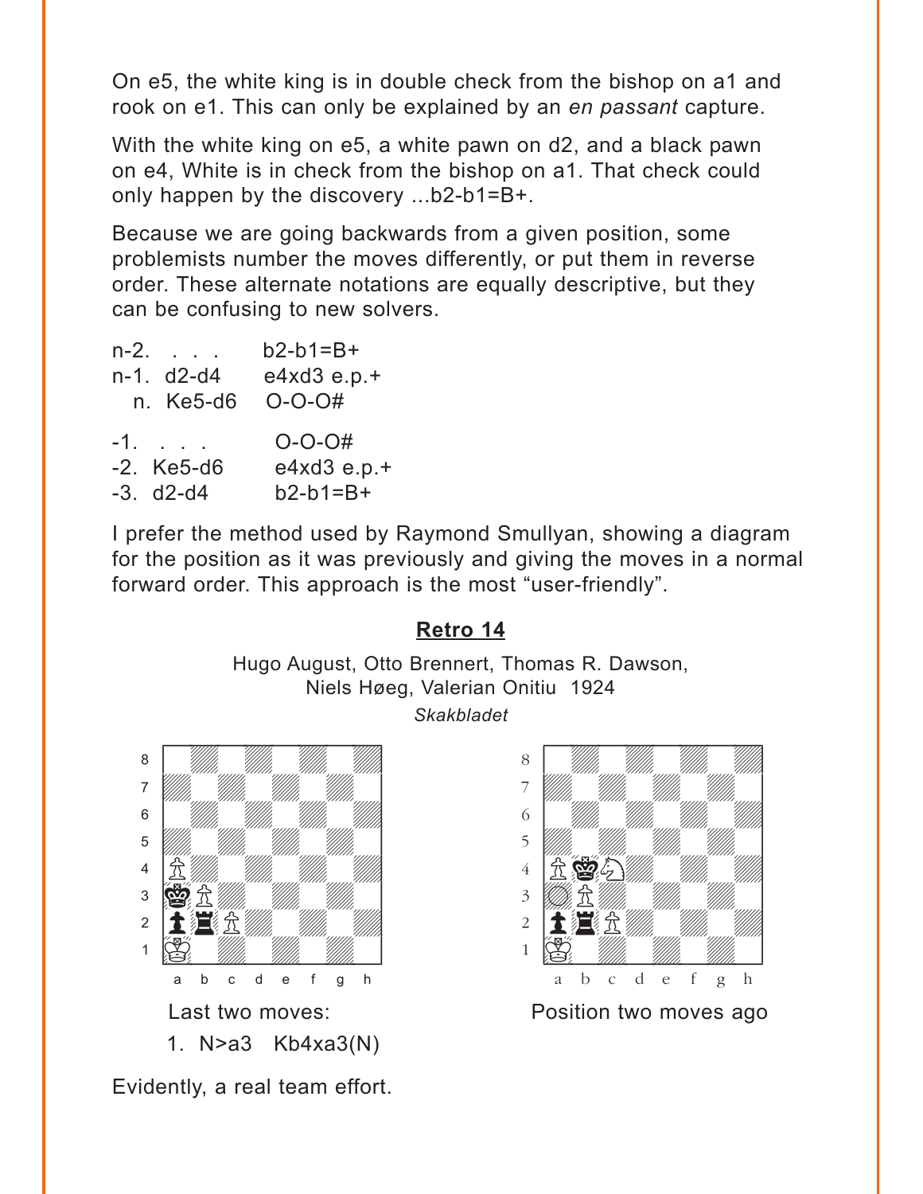On e5, the white king is in double check from the bishop on a1 and rook on e1. This can only be explained by an *en passant* capture.

With the white king on e5, a white pawn on d2, and a black pawn on e4, White is in check from the bishop on a1. That check could only happen by the discovery ...b2-b1=B+.

Because we are going backwards from a given position, some problemists number the moves differently, or put them in reverse order. These alternate notations are equally descriptive, but they can be confusing to new solvers.

| | | |
|---|---|---|
| n-2. | . . . | b2-b1=B+ |
| n-1. | d2-d4 | e4xd3 e.p.+ |
| n. | Ke5-d6 | O-O-O# |

| | | |
|---|---|---|
| -1. | . . . | O-O-O# |
| -2. | Ke5-d6 | e4xd3 e.p.+ |
| -3. | d2-d4 | b2-b1=B+ |

I prefer the method used by Raymond Smullyan, showing a diagram for the position as it was previously and giving the moves in a normal forward order. This approach is the most "user-friendly".

## Retro 14

Hugo August, Otto Brennert, Thomas R. Dawson, Niels Høeg, Valerian Onitiu 1924

*Skakbladet*

Last two moves:

1. N>a3 Kb4xa3(N)

Position two moves ago

Evidently, a real team effort.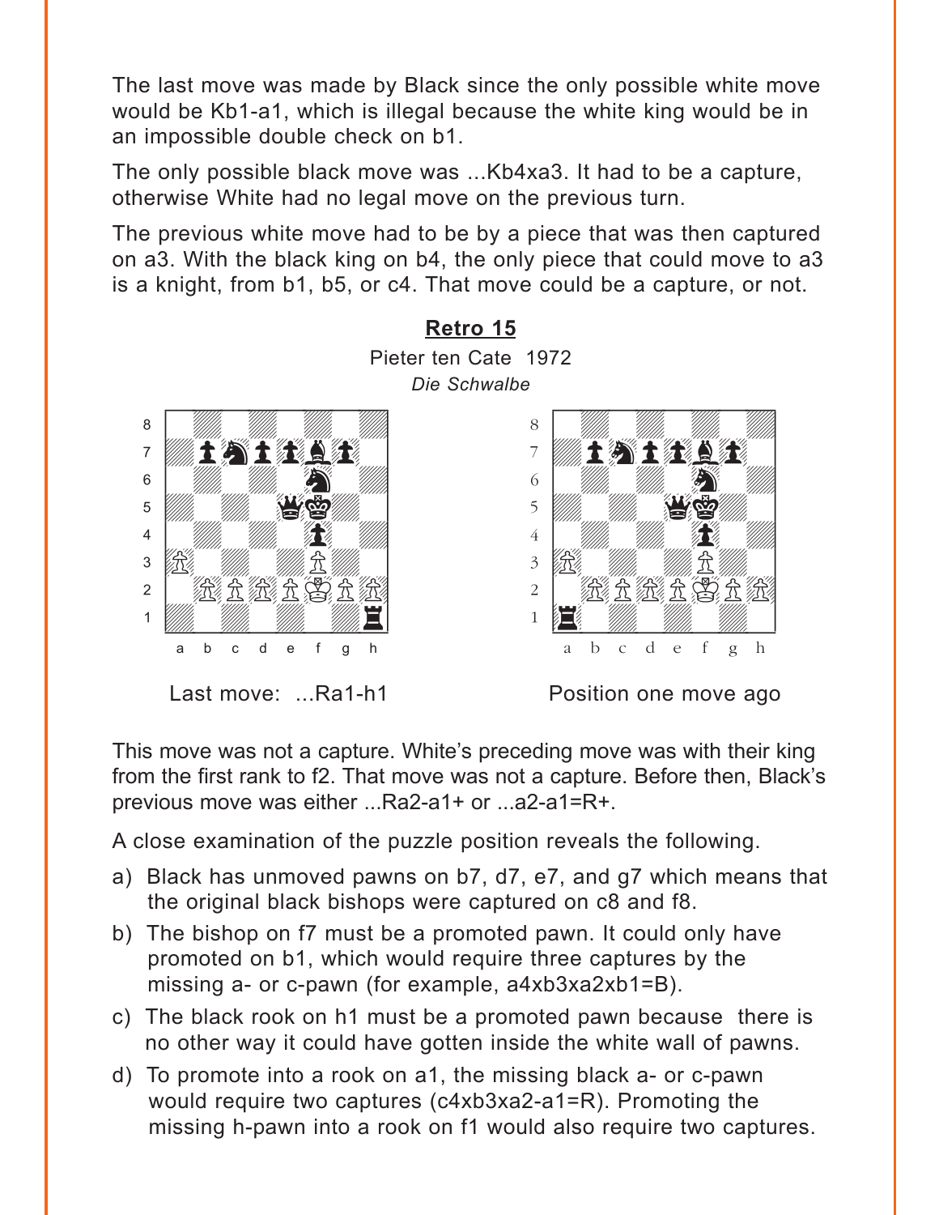The last move was made by Black since the only possible white move would be Kb1-a1, which is illegal because the white king would be in an impossible double check on b1.

The only possible black move was ...Kb4xa3. It had to be a capture, otherwise White had no legal move on the previous turn.

The previous white move had to be by a piece that was then captured on a3. With the black king on b4, the only piece that could move to a3 is a knight, from b1, b5, or c4. That move could be a capture, or not.

## Retro 15

Pieter ten Cate 1972

*Die Schwalbe*

Last move: ...Ra1-h1

Position one move ago

This move was not a capture. White's preceding move was with their king from the first rank to f2. That move was not a capture. Before then, Black's previous move was either ...Ra2-a1+ or ...a2-a1=R+.

A close examination of the puzzle position reveals the following.

a) Black has unmoved pawns on b7, d7, e7, and g7 which means that the original black bishops were captured on c8 and f8.

b) The bishop on f7 must be a promoted pawn. It could only have promoted on b1, which would require three captures by the missing a- or c-pawn (for example, a4xb3xa2xb1=B).

c) The black rook on h1 must be a promoted pawn because there is no other way it could have gotten inside the white wall of pawns.

d) To promote into a rook on a1, the missing black a- or c-pawn would require two captures (c4xb3xa2-a1=R). Promoting the missing h-pawn into a rook on f1 would also require two captures.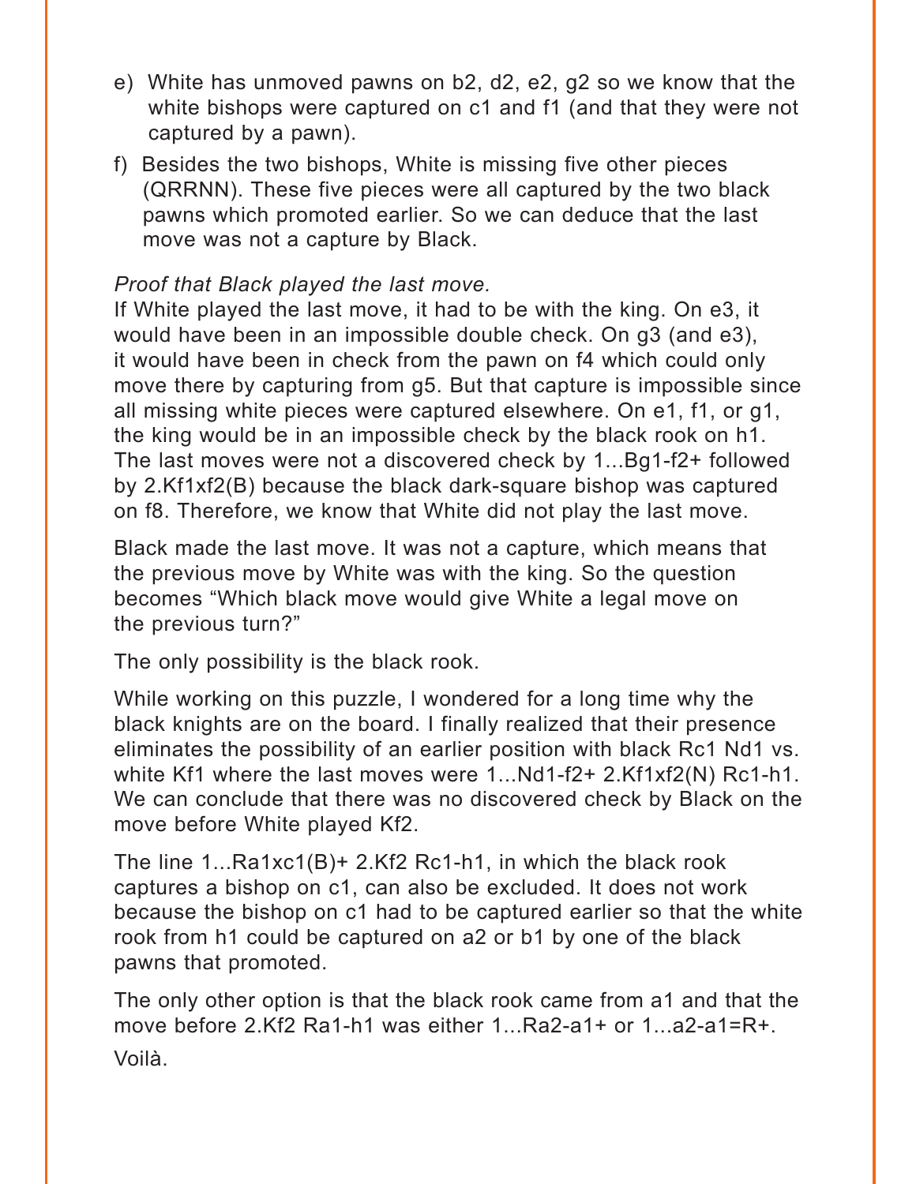e) White has unmoved pawns on b2, d2, e2, g2 so we know that the white bishops were captured on c1 and f1 (and that they were not captured by a pawn).

f) Besides the two bishops, White is missing five other pieces (QRRNN). These five pieces were all captured by the two black pawns which promoted earlier. So we can deduce that the last move was not a capture by Black.

*Proof that Black played the last move.*

If White played the last move, it had to be with the king. On e3, it would have been in an impossible double check. On g3 (and e3), it would have been in check from the pawn on f4 which could only move there by capturing from g5. But that capture is impossible since all missing white pieces were captured elsewhere. On e1, f1, or g1, the king would be in an impossible check by the black rook on h1. The last moves were not a discovered check by 1...Bg1-f2+ followed by 2.Kf1xf2(B) because the black dark-square bishop was captured on f8. Therefore, we know that White did not play the last move.

Black made the last move. It was not a capture, which means that the previous move by White was with the king. So the question becomes "Which black move would give White a legal move on the previous turn?"

The only possibility is the black rook.

While working on this puzzle, I wondered for a long time why the black knights are on the board. I finally realized that their presence eliminates the possibility of an earlier position with black Rc1 Nd1 vs. white Kf1 where the last moves were 1...Nd1-f2+ 2.Kf1xf2(N) Rc1-h1. We can conclude that there was no discovered check by Black on the move before White played Kf2.

The line 1...Ra1xc1(B)+ 2.Kf2 Rc1-h1, in which the black rook captures a bishop on c1, can also be excluded. It does not work because the bishop on c1 had to be captured earlier so that the white rook from h1 could be captured on a2 or b1 by one of the black pawns that promoted.

The only other option is that the black rook came from a1 and that the move before 2.Kf2 Ra1-h1 was either 1...Ra2-a1+ or 1...a2-a1=R+.

Voilà.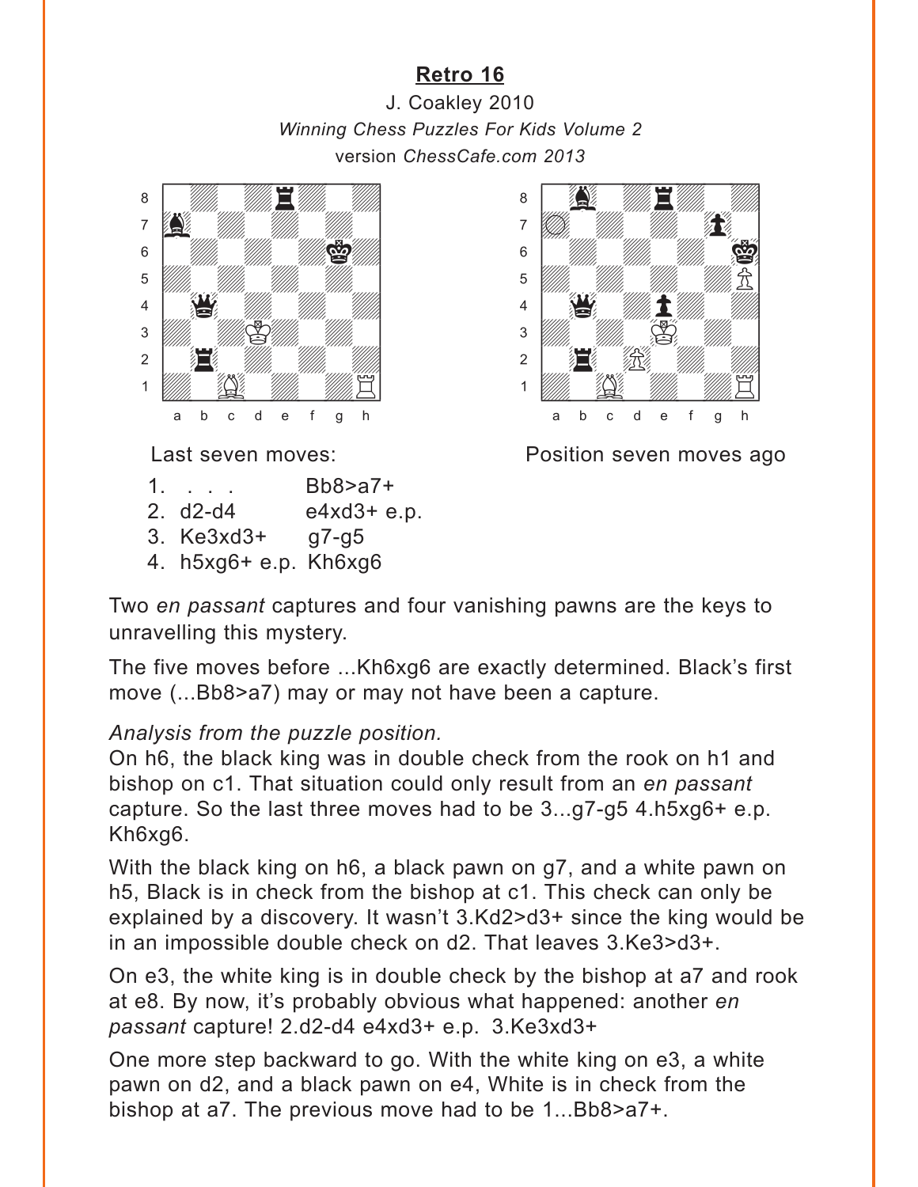## Retro 16

J. Coakley 2010

*Winning Chess Puzzles For Kids Volume 2*

version *ChessCafe.com 2013*

Last seven moves:

| | | |
|---|---|---|
| 1. | . . . | Bb8>a7+ |
| 2. | d2-d4 | e4xd3+ e.p. |
| 3. | Ke3xd3+ | g7-g5 |
| 4. | h5xg6+ e.p. | Kh6xg6 |

Position seven moves ago

Two *en passant* captures and four vanishing pawns are the keys to unravelling this mystery.

The five moves before ...Kh6xg6 are exactly determined. Black's first move (...Bb8>a7) may or may not have been a capture.

*Analysis from the puzzle position.*

On h6, the black king was in double check from the rook on h1 and bishop on c1. That situation could only result from an *en passant* capture. So the last three moves had to be 3...g7-g5 4.h5xg6+ e.p. Kh6xg6.

With the black king on h6, a black pawn on g7, and a white pawn on h5, Black is in check from the bishop at c1. This check can only be explained by a discovery. It wasn't 3.Kd2>d3+ since the king would be in an impossible double check on d2. That leaves 3.Ke3>d3+.

On e3, the white king is in double check by the bishop at a7 and rook at e8. By now, it's probably obvious what happened: another *en passant* capture! 2.d2-d4 e4xd3+ e.p. 3.Ke3xd3+

One more step backward to go. With the white king on e3, a white pawn on d2, and a black pawn on e4, White is in check from the bishop at a7. The previous move had to be 1...Bb8>a7+.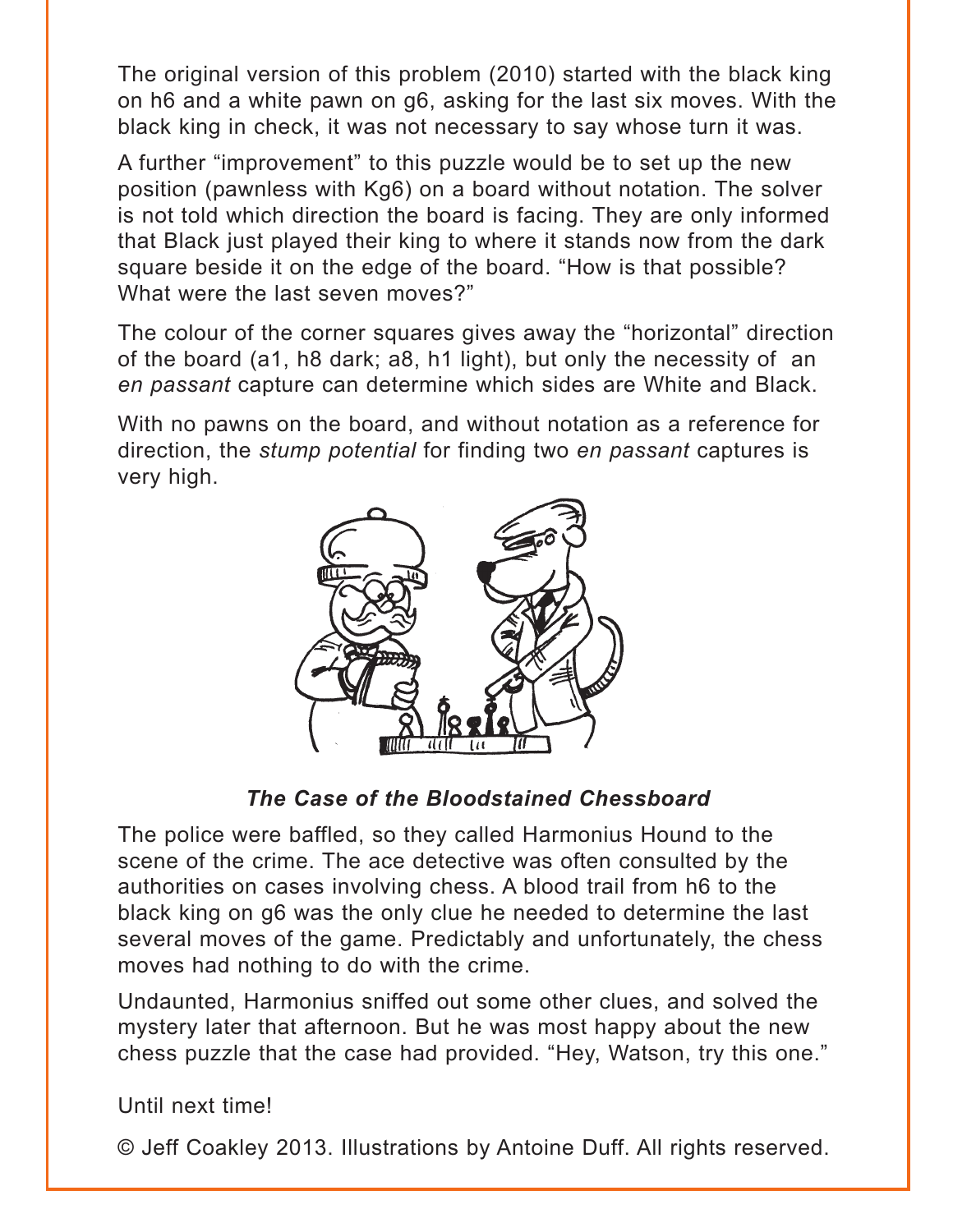The original version of this problem (2010) started with the black king on h6 and a white pawn on g6, asking for the last six moves. With the black king in check, it was not necessary to say whose turn it was.

A further "improvement" to this puzzle would be to set up the new position (pawnless with Kg6) on a board without notation. The solver is not told which direction the board is facing. They are only informed that Black just played their king to where it stands now from the dark square beside it on the edge of the board. "How is that possible? What were the last seven moves?"

The colour of the corner squares gives away the "horizontal" direction of the board (a1, h8 dark; a8, h1 light), but only the necessity of an *en passant* capture can determine which sides are White and Black.

With no pawns on the board, and without notation as a reference for direction, the *stump potential* for finding two *en passant* captures is very high.

***The Case of the Bloodstained Chessboard***

The police were baffled, so they called Harmonius Hound to the scene of the crime. The ace detective was often consulted by the authorities on cases involving chess. A blood trail from h6 to the black king on g6 was the only clue he needed to determine the last several moves of the game. Predictably and unfortunately, the chess moves had nothing to do with the crime.

Undaunted, Harmonius sniffed out some other clues, and solved the mystery later that afternoon. But he was most happy about the new chess puzzle that the case had provided. "Hey, Watson, try this one."

Until next time!

© Jeff Coakley 2013. Illustrations by Antoine Duff. All rights reserved.